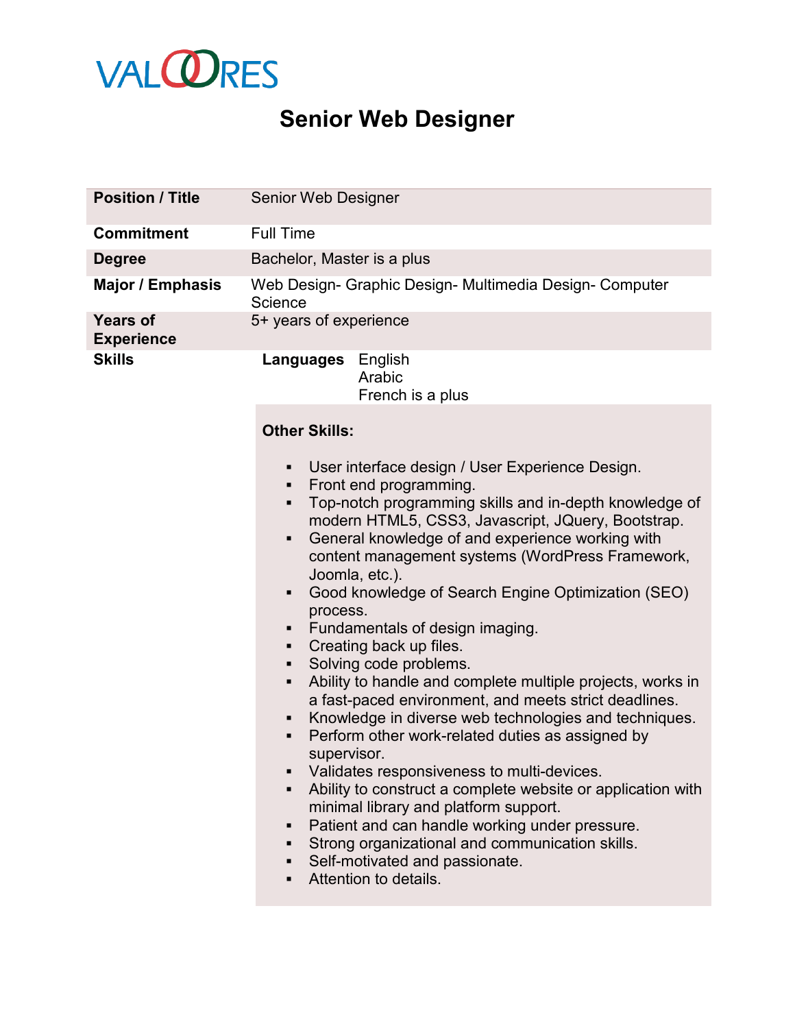VALOORES

# Senior Web Designer

| | |
|---|---|
| **Position / Title** | Senior Web Designer |
| **Commitment** | Full Time |
| **Degree** | Bachelor, Master is a plus |
| **Major / Emphasis** | Web Design- Graphic Design- Multimedia Design- Computer Science |
| **Years of Experience** | 5+ years of experience |
| **Skills** | **Languages** English, Arabic, French is a plus |

**Other Skills:**

- User interface design / User Experience Design.
- Front end programming.
- Top-notch programming skills and in-depth knowledge of modern HTML5, CSS3, Javascript, JQuery, Bootstrap.
- General knowledge of and experience working with content management systems (WordPress Framework, Joomla, etc.).
- Good knowledge of Search Engine Optimization (SEO) process.
- Fundamentals of design imaging.
- Creating back up files.
- Solving code problems.
- Ability to handle and complete multiple projects, works in a fast-paced environment, and meets strict deadlines.
- Knowledge in diverse web technologies and techniques.
- Perform other work-related duties as assigned by supervisor.
- Validates responsiveness to multi-devices.
- Ability to construct a complete website or application with minimal library and platform support.
- Patient and can handle working under pressure.
- Strong organizational and communication skills.
- Self-motivated and passionate.
- Attention to details.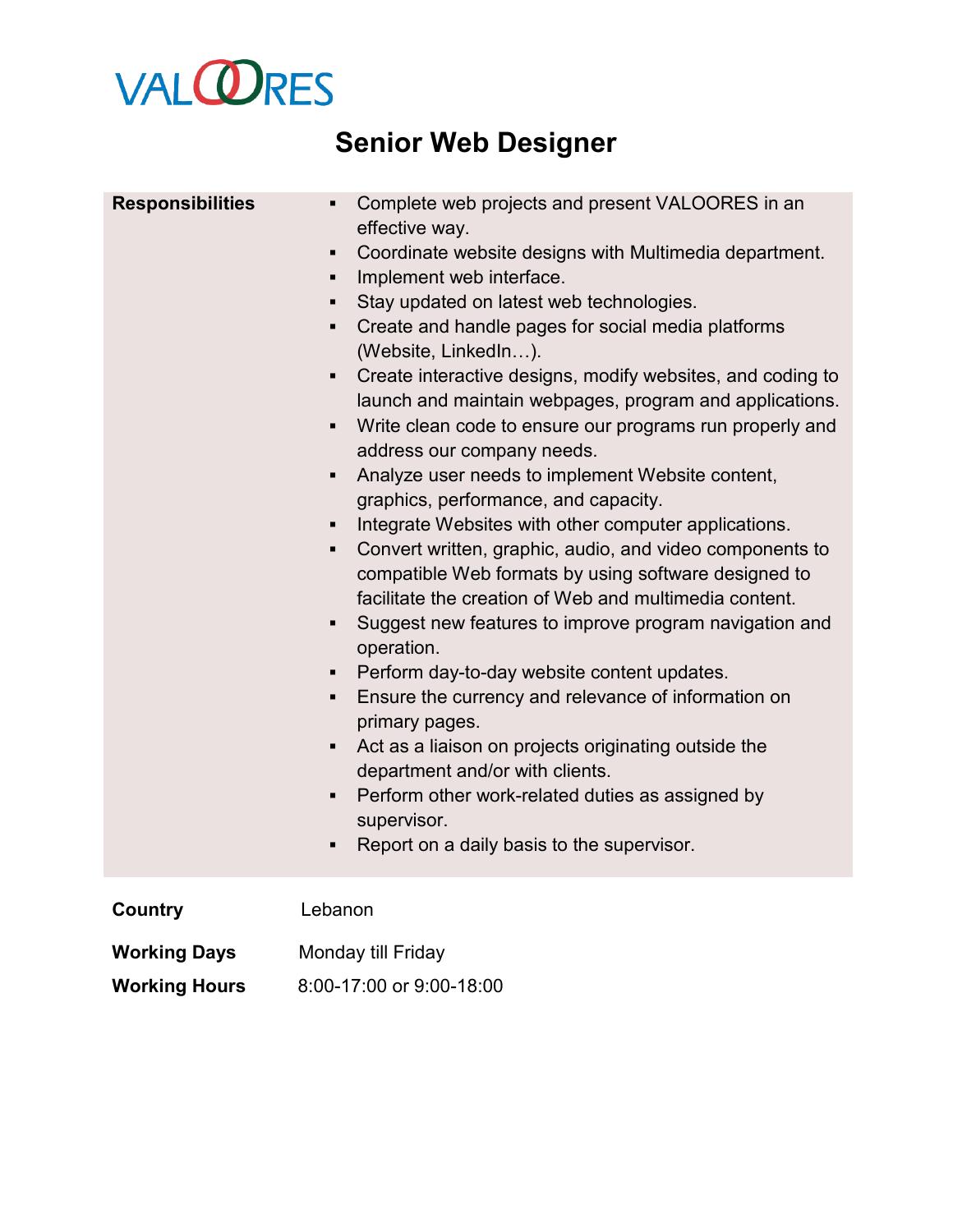VALOORES

# Senior Web Designer

| | |
|---|---|
| **Responsibilities** | ▪ Complete web projects and present VALOORES in an effective way.<br>▪ Coordinate website designs with Multimedia department.<br>▪ Implement web interface.<br>▪ Stay updated on latest web technologies.<br>▪ Create and handle pages for social media platforms (Website, LinkedIn…).<br>▪ Create interactive designs, modify websites, and coding to launch and maintain webpages, program and applications.<br>▪ Write clean code to ensure our programs run properly and address our company needs.<br>▪ Analyze user needs to implement Website content, graphics, performance, and capacity.<br>▪ Integrate Websites with other computer applications.<br>▪ Convert written, graphic, audio, and video components to compatible Web formats by using software designed to facilitate the creation of Web and multimedia content.<br>▪ Suggest new features to improve program navigation and operation.<br>▪ Perform day-to-day website content updates.<br>▪ Ensure the currency and relevance of information on primary pages.<br>▪ Act as a liaison on projects originating outside the department and/or with clients.<br>▪ Perform other work-related duties as assigned by supervisor.<br>▪ Report on a daily basis to the supervisor. |

**Country** Lebanon

**Working Days** Monday till Friday

**Working Hours** 8:00-17:00 or 9:00-18:00